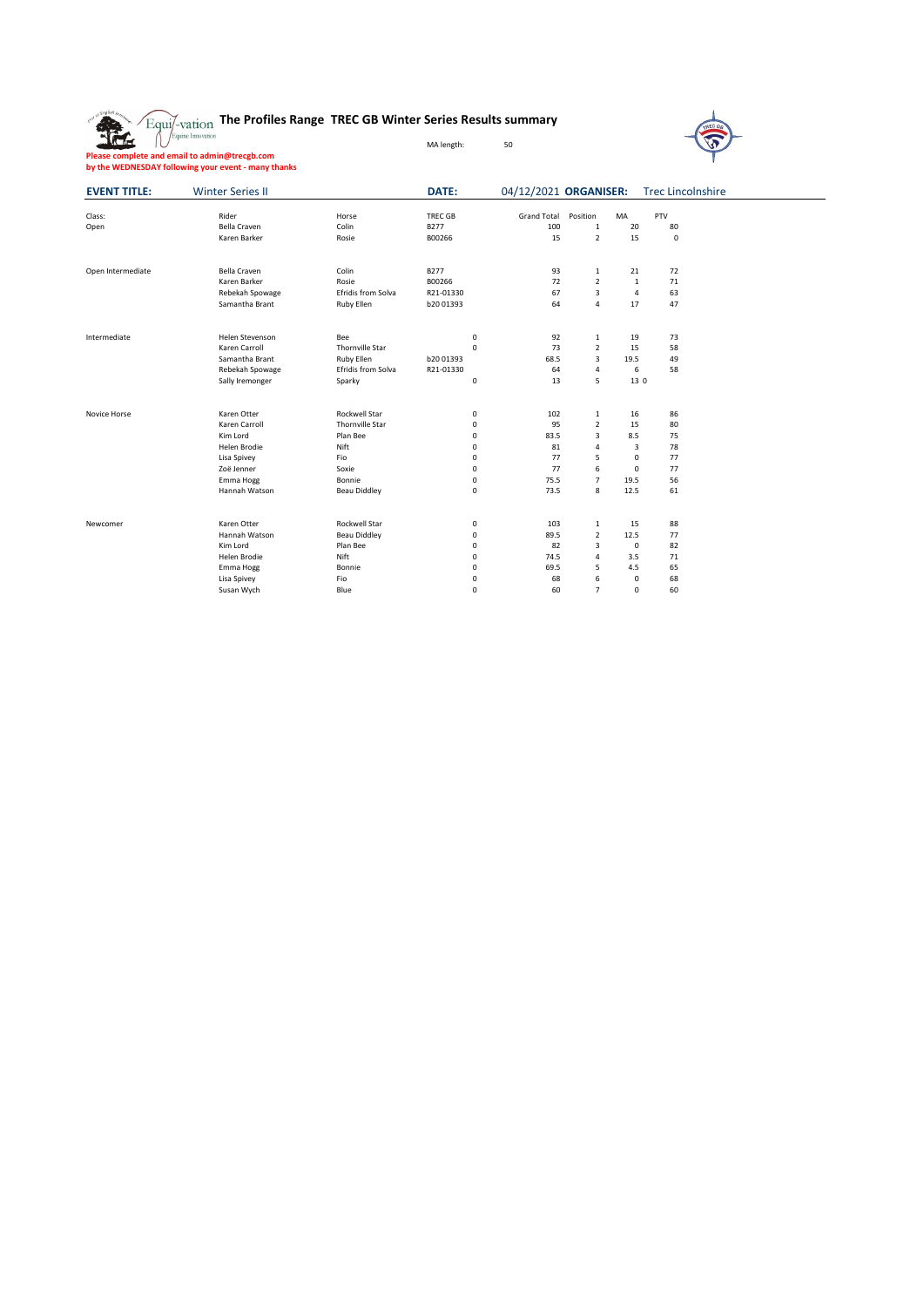# The Profiles Range TREC GB Winter Series Results summary

MA length: 50

**Please complete and email to admin@trecgb.com by the WEDNESDAY following your event - many thanks**

**EVENT TITLE:** Winter Series II **DATE:** 04/12/2021 **ORGANISER:** Trec Lincolnshire

| Class: | Rider | Horse | TREC GB | Grand Total | Position | MA | PTV |
|---|---|---|---|---|---|---|---|
| Open | Bella Craven | Colin | B277 | 100 | 1 | 20 | 80 |
| | Karen Barker | Rosie | B00266 | 15 | 2 | 15 | 0 |
| | | | | | | | |
| Open Intermediate | Bella Craven | Colin | B277 | 93 | 1 | 21 | 72 |
| | Karen Barker | Rosie | B00266 | 72 | 2 | 1 | 71 |
| | Rebekah Spowage | Efridis from Solva | R21-01330 | 67 | 3 | 4 | 63 |
| | Samantha Brant | Ruby Ellen | b20 01393 | 64 | 4 | 17 | 47 |
| | | | | | | | |
| Intermediate | Helen Stevenson | Bee | 0 | 92 | 1 | 19 | 73 |
| | Karen Carroll | Thornville Star | 0 | 73 | 2 | 15 | 58 |
| | Samantha Brant | Ruby Ellen | b20 01393 | 68.5 | 3 | 19.5 | 49 |
| | Rebekah Spowage | Efridis from Solva | R21-01330 | 64 | 4 | 6 | 58 |
| | Sally Iremonger | Sparky | 0 | 13 | 5 | 13 0 | |
| | | | | | | | |
| Novice Horse | Karen Otter | Rockwell Star | 0 | 102 | 1 | 16 | 86 |
| | Karen Carroll | Thornville Star | 0 | 95 | 2 | 15 | 80 |
| | Kim Lord | Plan Bee | 0 | 83.5 | 3 | 8.5 | 75 |
| | Helen Brodie | Nift | 0 | 81 | 4 | 3 | 78 |
| | Lisa Spivey | Fio | 0 | 77 | 5 | 0 | 77 |
| | Zoë Jenner | Soxie | 0 | 77 | 6 | 0 | 77 |
| | Emma Hogg | Bonnie | 0 | 75.5 | 7 | 19.5 | 56 |
| | Hannah Watson | Beau Diddley | 0 | 73.5 | 8 | 12.5 | 61 |
| | | | | | | | |
| Newcomer | Karen Otter | Rockwell Star | 0 | 103 | 1 | 15 | 88 |
| | Hannah Watson | Beau Diddley | 0 | 89.5 | 2 | 12.5 | 77 |
| | Kim Lord | Plan Bee | 0 | 82 | 3 | 0 | 82 |
| | Helen Brodie | Nift | 0 | 74.5 | 4 | 3.5 | 71 |
| | Emma Hogg | Bonnie | 0 | 69.5 | 5 | 4.5 | 65 |
| | Lisa Spivey | Fio | 0 | 68 | 6 | 0 | 68 |
| | Susan Wych | Blue | 0 | 60 | 7 | 0 | 60 |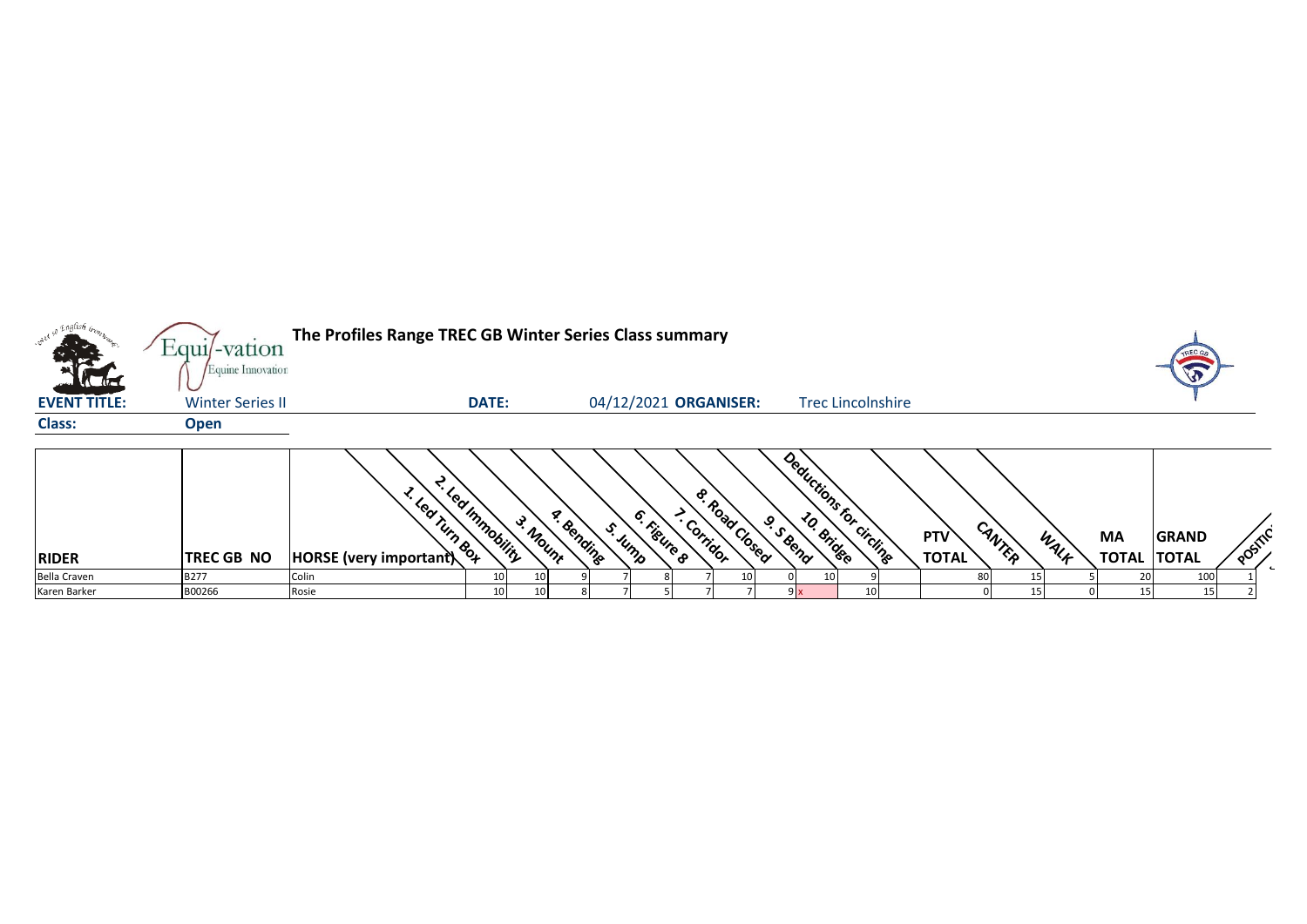# The Profiles Range TREC GB Winter Series Class summary

**EVENT TITLE:** Winter Series II

**DATE:** 04/12/2021 **ORGANISER:** Trec Lincolnshire

**Class:** **Open**

| RIDER | TREC GB NO | HORSE (very important) | 1. Led Turn Box | 2. Led Immobility | 3. Mount | 4. Bending | 5. Jump | 6. Figure 8 | 7. Corridor | 8. Road Closed | 9. S Bend | 10. Bridge | Deductions for circling | PTV TOTAL | CANTER | WALK | MA TOTAL | GRAND TOTAL | POSITION |
|---|---|---|---|---|---|---|---|---|---|---|---|---|---|---|---|---|---|---|---|
| Bella Craven | B277 | Colin | 10 | 10 | 9 | 7 | 8 | 7 | 10 | 0 | 10 | 9 | | 80 | 15 | 5 | 20 | 100 | 1 |
| Karen Barker | B00266 | Rosie | 10 | 10 | 8 | 7 | 5 | 7 | 7 | 9 | x | 10 | | 0 | 15 | 0 | 15 | 15 | 2 |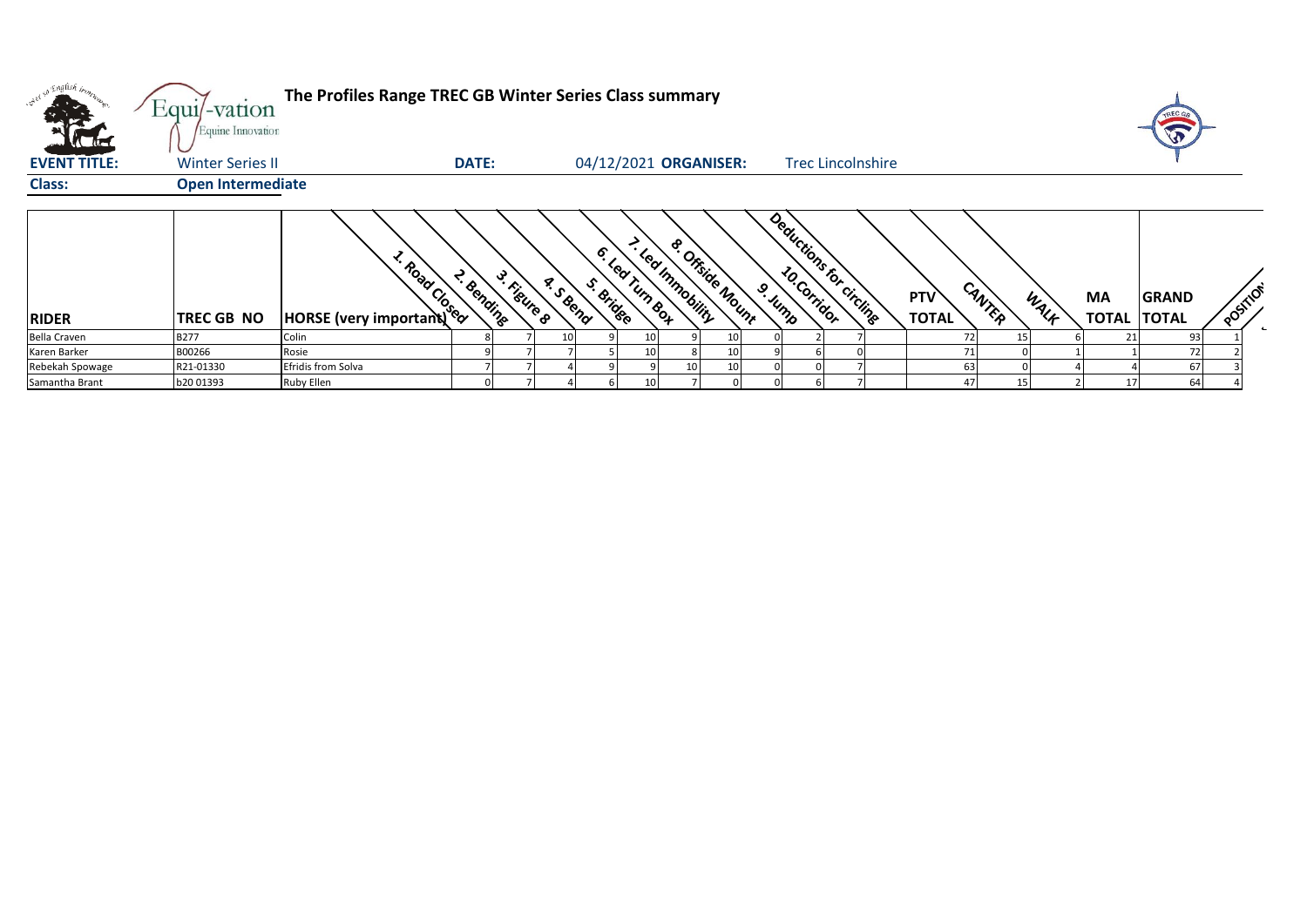# The Profiles Range TREC GB Winter Series Class summary

**EVENT TITLE:** Winter Series II **DATE:** 04/12/2021 **ORGANISER:** Trec Lincolnshire

**Class:** Open Intermediate

| RIDER | TREC GB NO | HORSE (very important) | 1. Road Closed | 2. Bending | 3. Figure 8 | 4. S Bend | 5. Bridge | 6. Led Turn Box | 7. Led Immobility | 8. Offside Mount | 9. Jump | 10. Corridor | Deductions for circling | PTV TOTAL | CANTER | WALK | MA TOTAL | GRAND TOTAL | POSITION |
|---|---|---|---|---|---|---|---|---|---|---|---|---|---|---|---|---|---|---|---|
| Bella Craven | B277 | Colin | 8 | 7 | 10 | 9 | 10 | 9 | 10 | 0 | 2 | 7 | | 72 | 15 | 6 | 21 | 93 | 1 |
| Karen Barker | B00266 | Rosie | 9 | 7 | 7 | 5 | 10 | 8 | 10 | 9 | 6 | 0 | | 71 | 0 | 1 | 1 | 72 | 2 |
| Rebekah Spowage | R21-01330 | Efridis from Solva | 7 | 7 | 4 | 9 | 9 | 10 | 10 | 0 | 0 | 7 | | 63 | 0 | 4 | 4 | 67 | 3 |
| Samantha Brant | b20 01393 | Ruby Ellen | 0 | 7 | 4 | 6 | 10 | 7 | 0 | 0 | 6 | 7 | | 47 | 15 | 2 | 17 | 64 | 4 |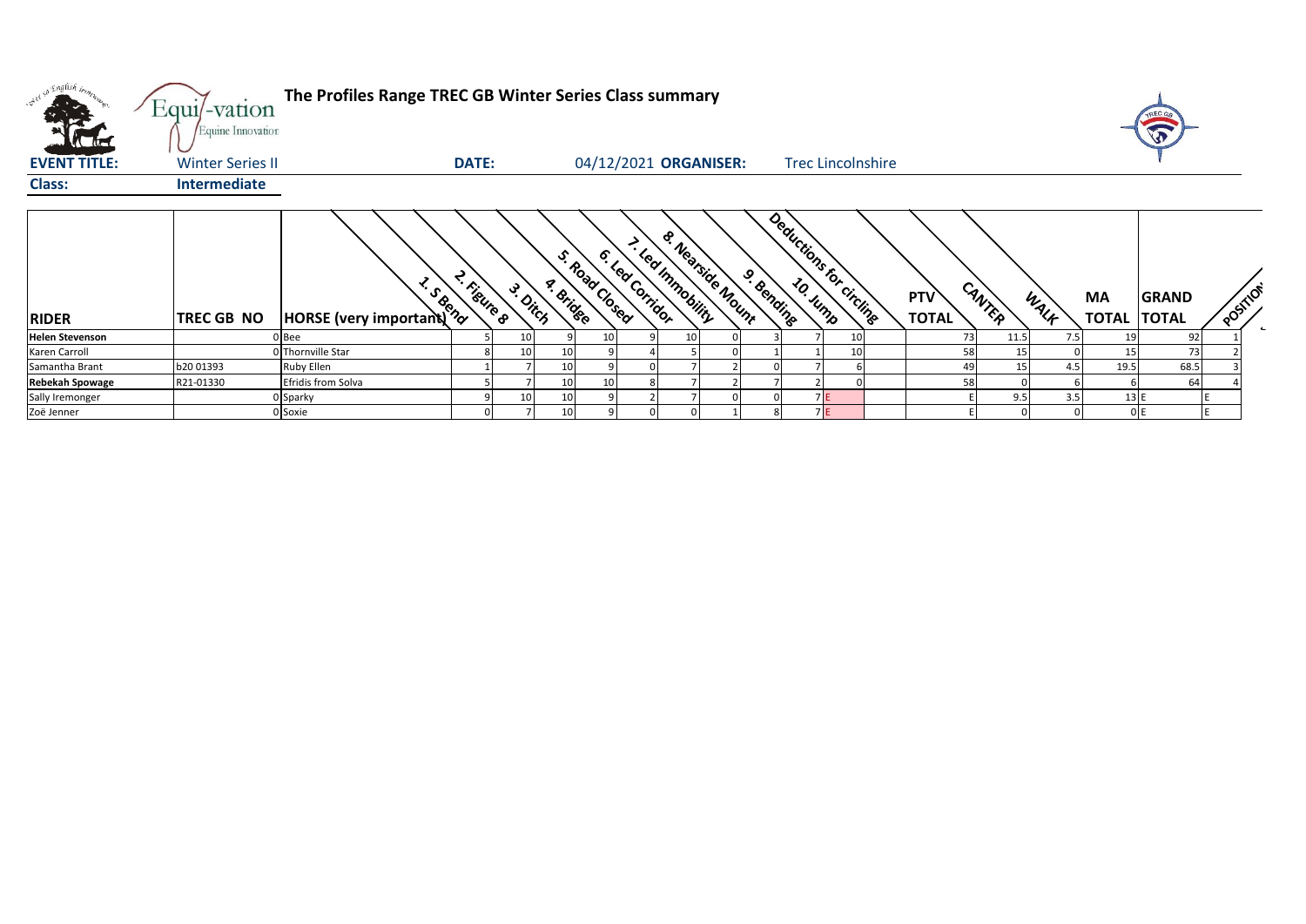# The Profiles Range TREC GB Winter Series Class summary

**EVENT TITLE:** Winter Series II  **DATE:** 04/12/2021 **ORGANISER:** Trec Lincolnshire

**Class:** Intermediate

| RIDER | TREC GB NO | HORSE (very important) | 1. S Bend | 2. Figure 8 | 3. Ditch | 4. Bridge | 5. Road Closed | 6. Led Corridor | 7. Led Immobility | 8. Nearside Mount | 9. Bending | 10. Jump | Deductions for circling | PTV TOTAL | CANTER | WALK | MA TOTAL | GRAND TOTAL | POSITION |
|---|---|---|---|---|---|---|---|---|---|---|---|---|---|---|---|---|---|---|---|
| **Helen Stevenson** | 0 | Bee | 5 | 10 | 9 | 10 | 9 | 10 | 0 | 3 | 7 | 10 | | 73 | 11.5 | 7.5 | 19 | 92 | 1 |
| Karen Carroll | 0 | Thornville Star | 8 | 10 | 10 | 9 | 4 | 5 | 0 | 1 | 1 | 10 | | 58 | 15 | 0 | 15 | 73 | 2 |
| Samantha Brant | b20 01393 | Ruby Ellen | 1 | 7 | 10 | 9 | 0 | 7 | 2 | 0 | 7 | 6 | | 49 | 15 | 4.5 | 19.5 | 68.5 | 3 |
| **Rebekah Spowage** | R21-01330 | Efridis from Solva | 5 | 7 | 10 | 10 | 8 | 7 | 2 | 7 | 2 | 0 | | 58 | 0 | 6 | 6 | 64 | 4 |
| Sally Iremonger | 0 | Sparky | 9 | 10 | 10 | 9 | 2 | 7 | 0 | 0 | 7 | E | | E | 9.5 | 3.5 | 13 | E | E |
| Zoë Jenner | 0 | Soxie | 0 | 7 | 10 | 9 | 0 | 0 | 1 | 8 | 7 | E | | E | 0 | 0 | 0 | E | E |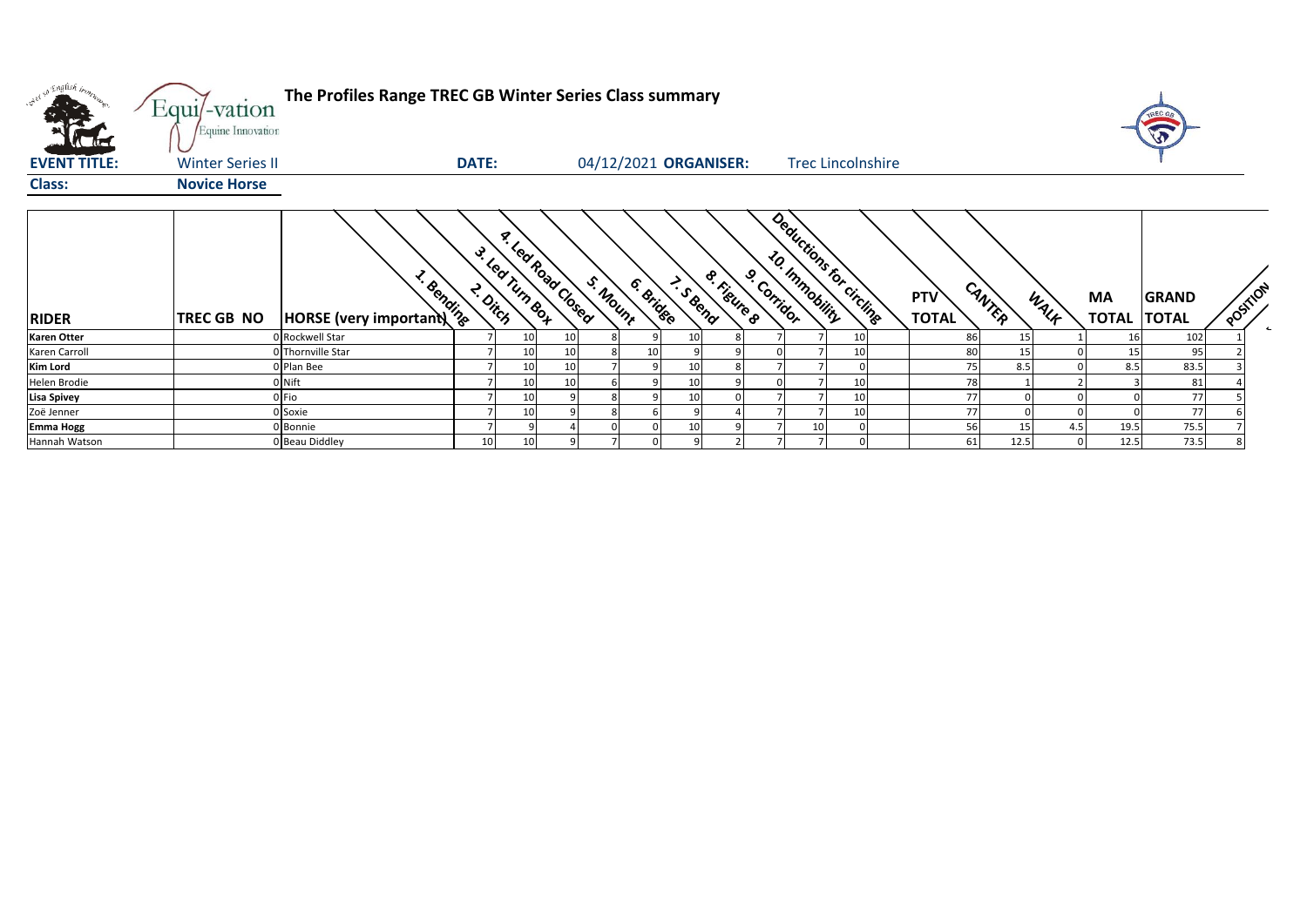# The Profiles Range TREC GB Winter Series Class summary

**EVENT TITLE:** Winter Series II **DATE:** 04/12/2021 **ORGANISER:** Trec Lincolnshire

**Class:** **Novice Horse**

| RIDER | TREC GB NO | HORSE (very important) | 1. Bending | 2. Ditch | 3. Led Turn Box | 4. Led Road Closed | 5. Mount | 6. Bridge | 7. S Bend | 8. Figure 8 | 9. Corridor | 10. Immobility | Deductions for circling | PTV TOTAL | CANTER | WALK | MA TOTAL | GRAND TOTAL | POSITION |
|---|---|---|---|---|---|---|---|---|---|---|---|---|---|---|---|---|---|---|---|
| **Karen Otter** | 0 | Rockwell Star | 7 | 10 | 10 | 8 | 9 | 10 | 8 | 7 | 7 | 10 | | 86 | 15 | 1 | 16 | 102 | 1 |
| Karen Carroll | 0 | Thornville Star | 7 | 10 | 10 | 8 | 10 | 9 | 9 | 0 | 7 | 10 | | 80 | 15 | 0 | 15 | 95 | 2 |
| **Kim Lord** | 0 | Plan Bee | 7 | 10 | 10 | 7 | 9 | 10 | 8 | 7 | 7 | 0 | | 75 | 8.5 | 0 | 8.5 | 83.5 | 3 |
| Helen Brodie | 0 | Nift | 7 | 10 | 10 | 6 | 9 | 10 | 9 | 0 | 7 | 10 | | 78 | 1 | 2 | 3 | 81 | 4 |
| **Lisa Spivey** | 0 | Fio | 7 | 10 | 9 | 8 | 9 | 10 | 0 | 7 | 7 | 10 | | 77 | 0 | 0 | 0 | 77 | 5 |
| Zoë Jenner | 0 | Soxie | 7 | 10 | 9 | 8 | 6 | 9 | 4 | 7 | 7 | 10 | | 77 | 0 | 0 | 0 | 77 | 6 |
| **Emma Hogg** | 0 | Bonnie | 7 | 9 | 4 | 0 | 0 | 10 | 9 | 7 | 10 | 0 | | 56 | 15 | 4.5 | 19.5 | 75.5 | 7 |
| Hannah Watson | 0 | Beau Diddley | 10 | 10 | 9 | 7 | 0 | 9 | 2 | 7 | 7 | 0 | | 61 | 12.5 | 0 | 12.5 | 73.5 | 8 |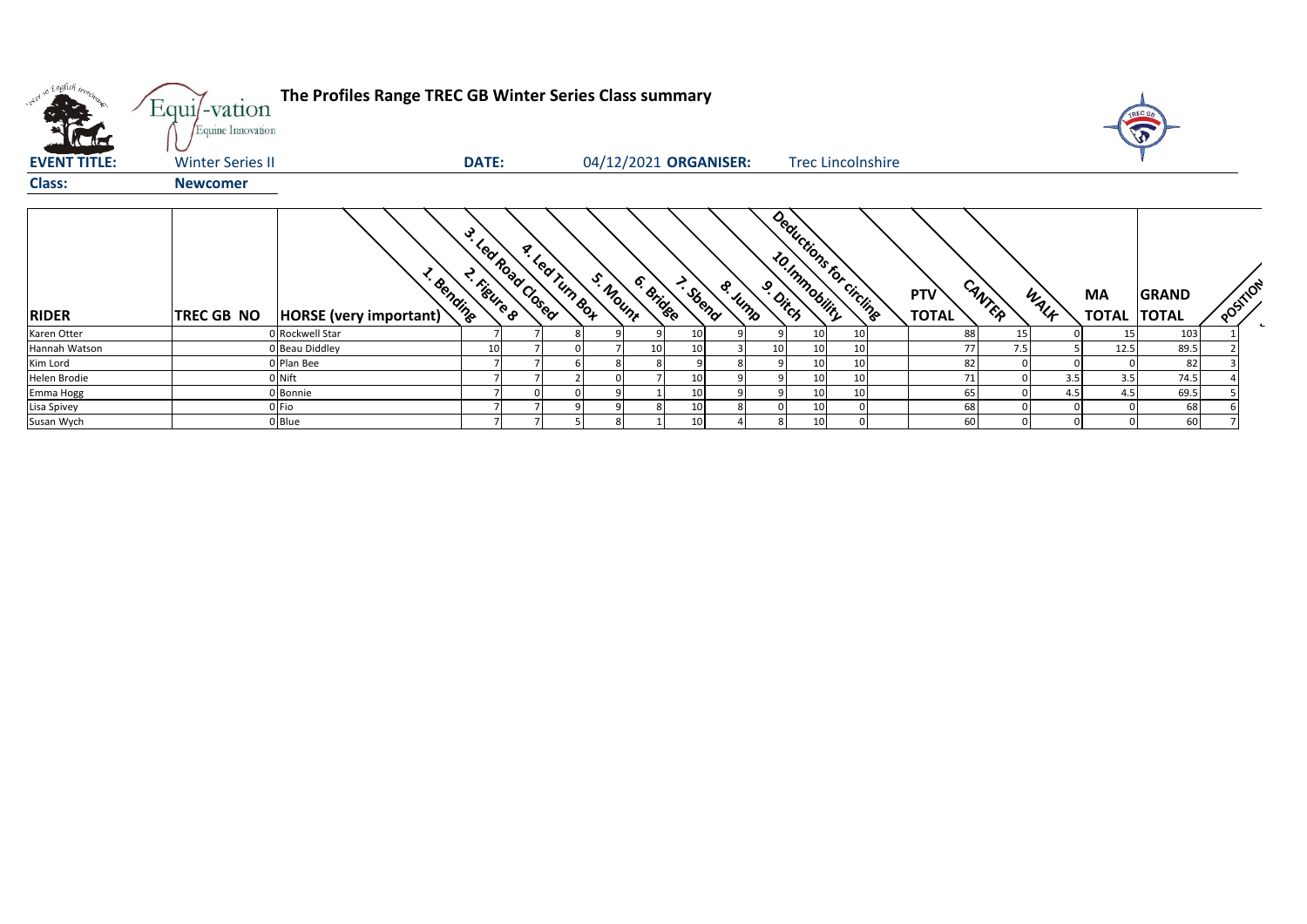**The Profiles Range TREC GB Winter Series Class summary**

**EVENT TITLE:** Winter Series II  **DATE:** 04/12/2021 **ORGANISER:** Trec Lincolnshire

**Class:** Newcomer

| RIDER | TREC GB NO | HORSE (very important) | 1. Bending | 2. Figure 8 | 3. Led Road Closed | 4. Led Turn Box | 5. Mount | 6. Bridge | 7. Spend | 8. Jump | 9. Ditch | 10. Immobility | Deductions for circling | PTV TOTAL | CANTER | WALK | MA TOTAL | GRAND TOTAL | POSITION |
|---|---|---|---|---|---|---|---|---|---|---|---|---|---|---|---|---|---|---|---|
| Karen Otter | 0 | Rockwell Star | 7 | 7 | 8 | 9 | 9 | 10 | 9 | 9 | 10 | 10 | | 88 | 15 | 0 | 15 | 103 | 1 |
| Hannah Watson | 0 | Beau Diddley | 10 | 7 | 0 | 7 | 10 | 10 | 3 | 10 | 10 | 10 | | 77 | 7.5 | 5 | 12.5 | 89.5 | 2 |
| Kim Lord | 0 | Plan Bee | 7 | 7 | 6 | 8 | 8 | 9 | 8 | 9 | 10 | 10 | | 82 | 0 | 0 | 0 | 82 | 3 |
| Helen Brodie | 0 | Nift | 7 | 7 | 2 | 0 | 7 | 10 | 9 | 9 | 10 | 10 | | 71 | 0 | 3.5 | 3.5 | 74.5 | 4 |
| Emma Hogg | 0 | Bonnie | 7 | 0 | 0 | 9 | 1 | 10 | 9 | 9 | 10 | 10 | | 65 | 0 | 4.5 | 4.5 | 69.5 | 5 |
| Lisa Spivey | 0 | Fio | 7 | 7 | 9 | 9 | 8 | 10 | 8 | 0 | 10 | 0 | | 68 | 0 | 0 | 0 | 68 | 6 |
| Susan Wych | 0 | Blue | 7 | 7 | 5 | 8 | 1 | 10 | 4 | 8 | 10 | 0 | | 60 | 0 | 0 | 0 | 60 | 7 |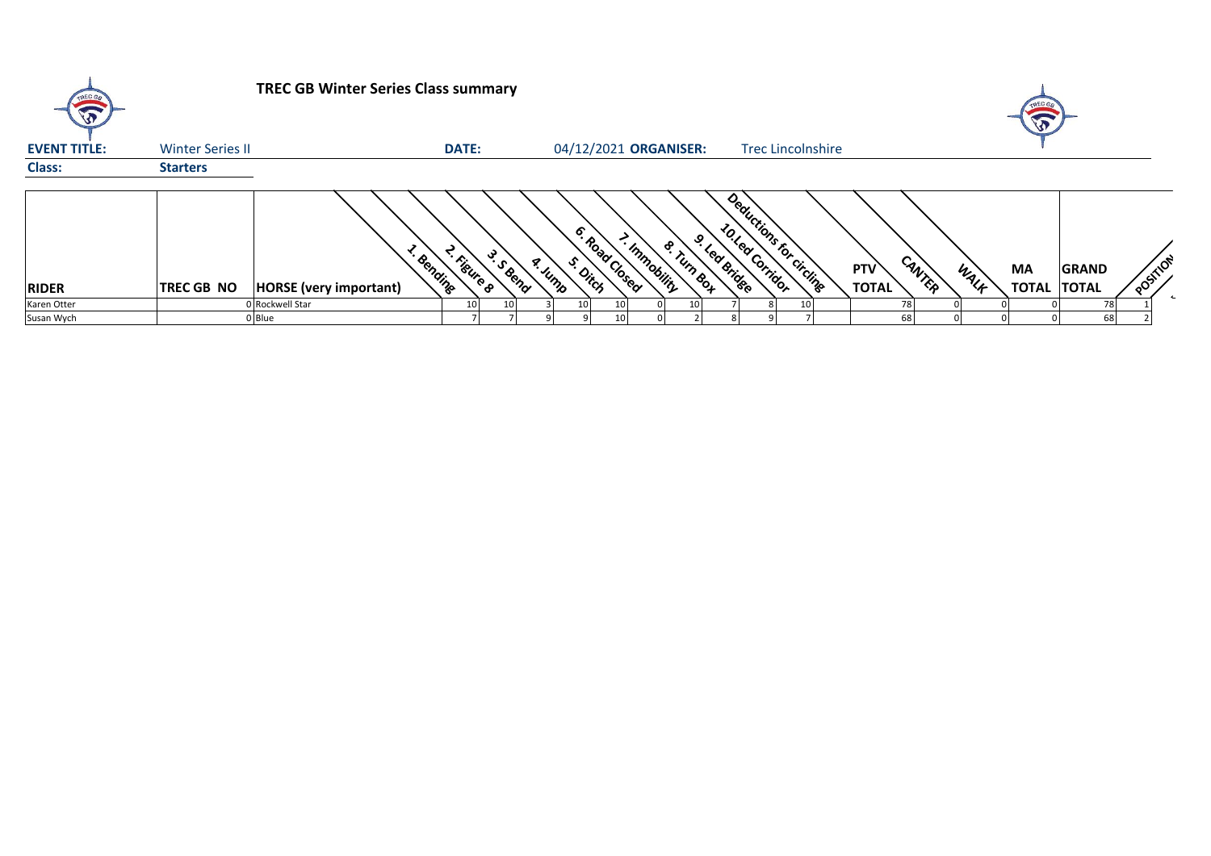## TREC GB Winter Series Class summary

**EVENT TITLE:** Winter Series II **DATE:** 04/12/2021 **ORGANISER:** Trec Lincolnshire

**Class:** Starters

| RIDER | TREC GB NO | HORSE (very important) | 1. Bending | 2. Figure 8 | 3. S Bend | 4. Jump | 5. Ditch | 6. Road Closed | 7. Immobility | 8. Turn Box | 9. Led Bridge | 10.Led Corridor | Deductions for circling | PTV TOTAL | CANTER | WALK | MA TOTAL | GRAND TOTAL | POSITION |
|---|---|---|---|---|---|---|---|---|---|---|---|---|---|---|---|---|---|---|---|
| Karen Otter | 0 | Rockwell Star | 10 | 10 | 3 | 10 | 10 | 0 | 10 | 7 | 8 | 10 | | 78 | 0 | 0 | 0 | 78 | 1 |
| Susan Wych | 0 | Blue | 7 | 7 | 9 | 9 | 10 | 0 | 2 | 8 | 9 | 7 | | 68 | 0 | 0 | 0 | 68 | 2 |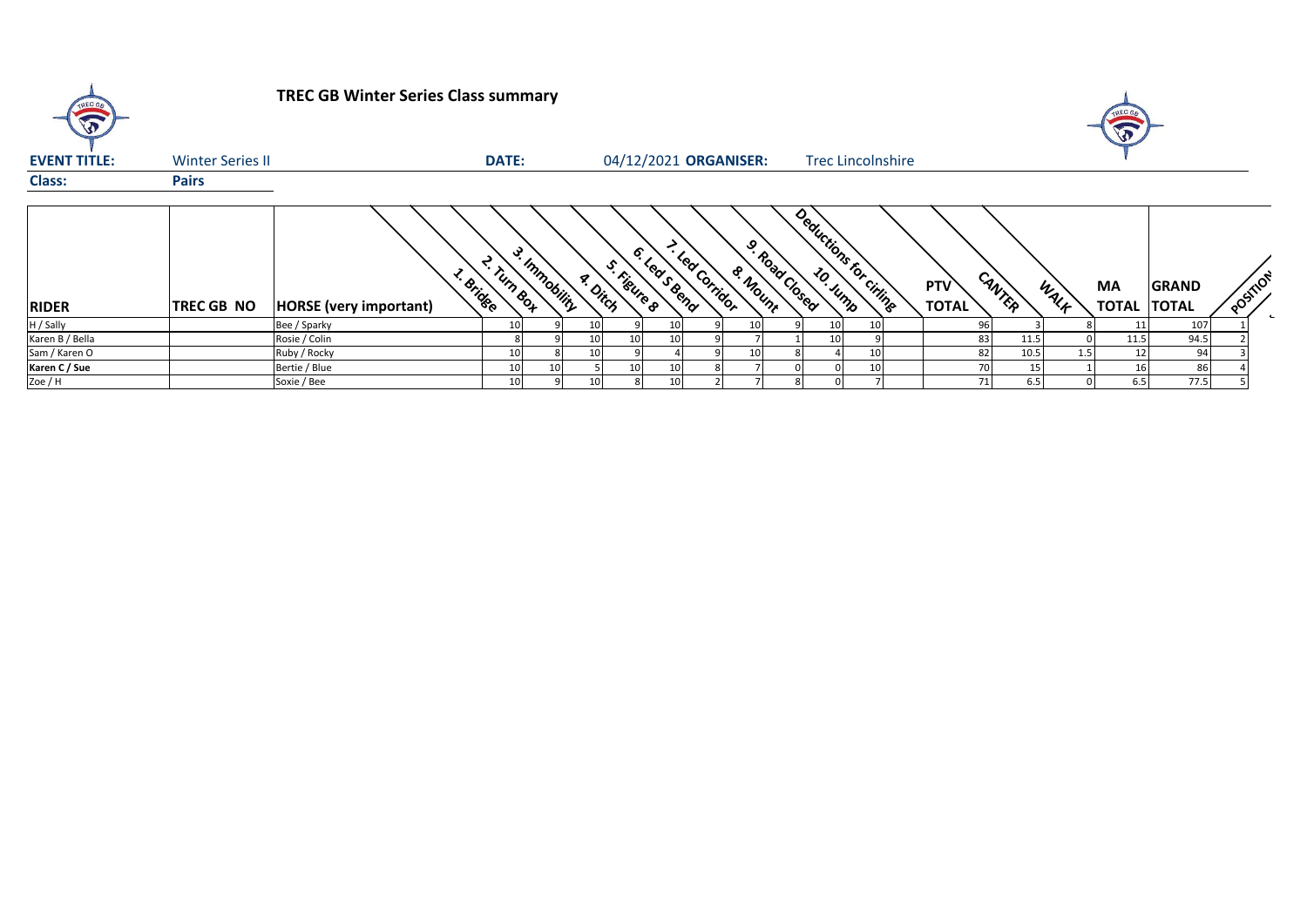# TREC GB Winter Series Class summary

**EVENT TITLE:** Winter Series II **DATE:** 04/12/2021 **ORGANISER:** Trec Lincolnshire

**Class:** **Pairs**

| RIDER | TREC GB NO | HORSE (very important) | 1. Bridge | 2. Turn Box | 3. Immobility | 4. Ditch | 5. Figure 8 | 6. Led S Bend | 7. Led Corridor | 8. Mount | 9. Road Closed | 10. Jump | Deductions for circling | PTV TOTAL | CANTER | WALK | MA TOTAL | GRAND TOTAL | POSITION |
|---|---|---|---|---|---|---|---|---|---|---|---|---|---|---|---|---|---|---|
| H / Sally | | Bee / Sparky | 10 | 9 | 10 | 9 | 10 | 9 | 10 | 9 | 10 | 10 | | 96 | 3 | 8 | 11 | 107 | 1 |
| Karen B / Bella | | Rosie / Colin | 8 | 9 | 10 | 10 | 10 | 9 | 7 | 1 | 10 | 9 | | 83 | 11.5 | 0 | 11.5 | 94.5 | 2 |
| Sam / Karen O | | Ruby / Rocky | 10 | 8 | 10 | 9 | 4 | 9 | 10 | 8 | 4 | 10 | | 82 | 10.5 | 1.5 | 12 | 94 | 3 |
| **Karen C / Sue** | | Bertie / Blue | 10 | 10 | 5 | 10 | 10 | 8 | 7 | 0 | 0 | 10 | | 70 | 15 | 1 | 16 | 86 | 4 |
| Zoe / H | | Soxie / Bee | 10 | 9 | 10 | 8 | 10 | 2 | 7 | 8 | 0 | 7 | | 71 | 6.5 | 0 | 6.5 | 77.5 | 5 |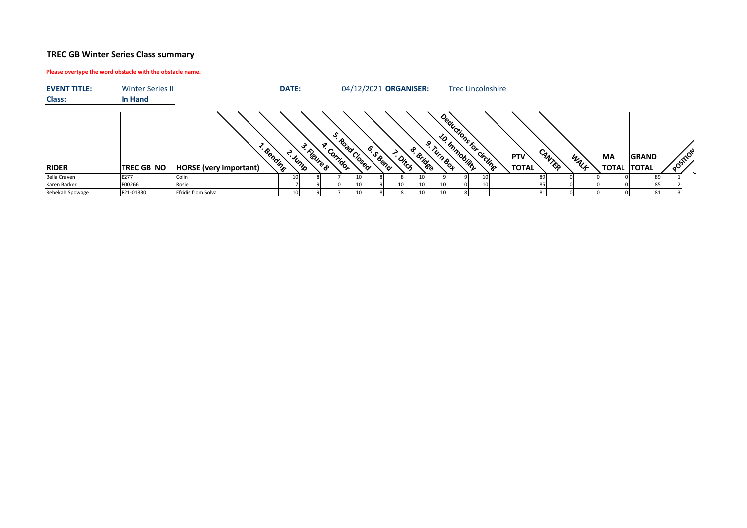## TREC GB Winter Series Class summary

**Please overtype the word obstacle with the obstacle name.**

| **EVENT TITLE:** | Winter Series II | **DATE:** | 04/12/2021 | **ORGANISER:** | Trec Lincolnshire |
|---|---|---|---|---|---|
| **Class:** | **In Hand** | | | | |

| RIDER | TREC GB NO | HORSE (very important) | 1. Bending | 2. Jump | 3. Figure 8 | 4. Corridor | 5. Road Closed | 6. S Bend | 7. Ditch | 8. Bridge | 9. Turn Box | 10. Immobility | Deductions for circling | PTV TOTAL | CANTER | WALK | MA TOTAL | GRAND TOTAL | POSITION |
|---|---|---|---|---|---|---|---|---|---|---|---|---|---|---|---|---|---|---|---|
| Bella Craven | B277 | Colin | 10 | 8 | 7 | 10 | 8 | 8 | 10 | 9 | 9 | 10 | | 89 | 0 | 0 | 0 | 89 | 1 |
| Karen Barker | B00266 | Rosie | 7 | 9 | 0 | 10 | 9 | 10 | 10 | 10 | 10 | 10 | | 85 | 0 | 0 | 0 | 85 | 2 |
| Rebekah Spowage | R21-01330 | Efridis from Solva | 10 | 9 | 7 | 10 | 8 | 8 | 10 | 10 | 8 | 1 | | 81 | 0 | 0 | 0 | 81 | 3 |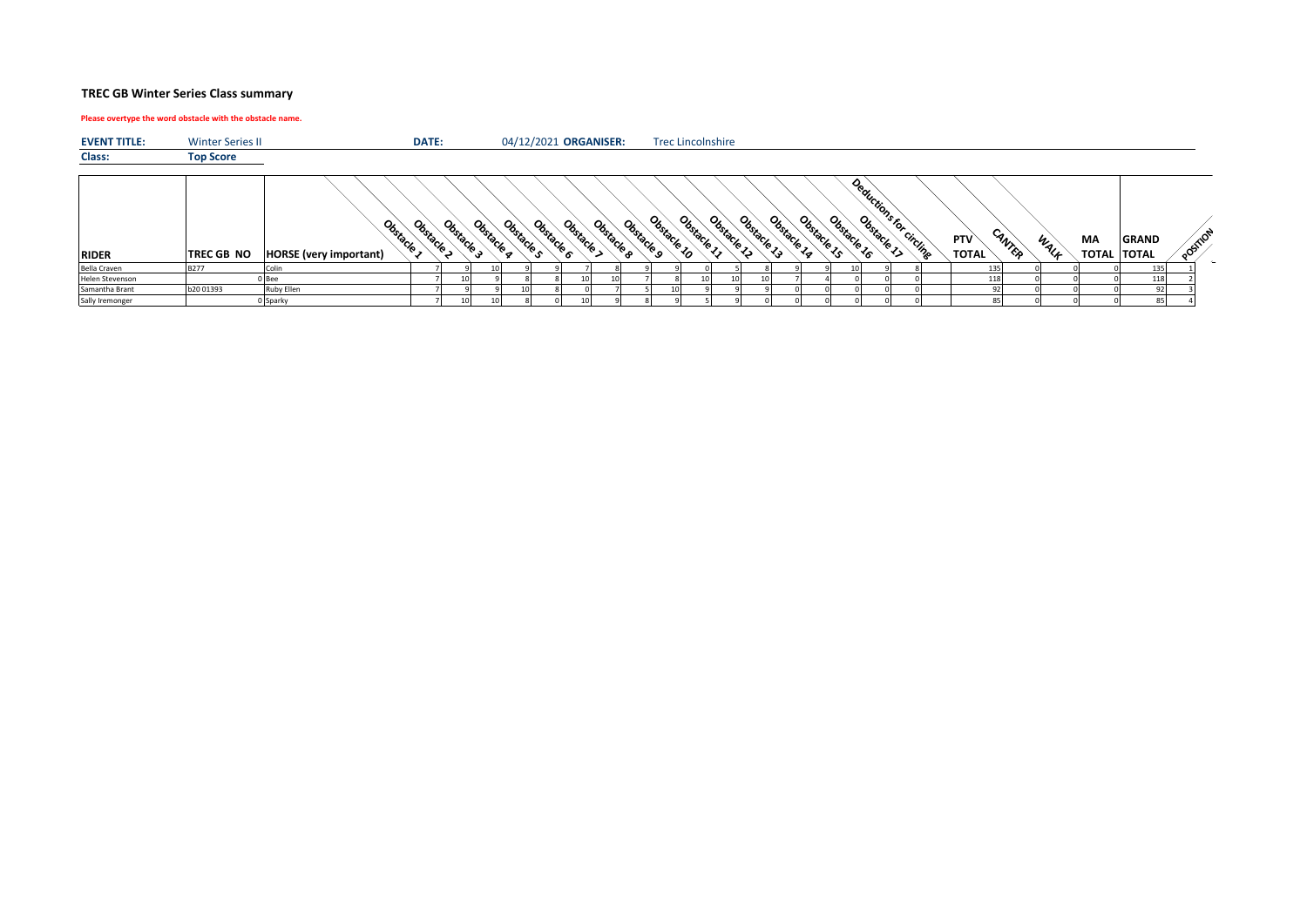**TREC GB Winter Series Class summary**

**Please overtype the word obstacle with the obstacle name.**

**EVENT TITLE:** Winter Series II **DATE:** 04/12/2021 **ORGANISER:** Trec Lincolnshire

**Class:** **Top Score**

| RIDER | TREC GB NO | HORSE (very important) | Obstacle 1 | Obstacle 2 | Obstacle 3 | Obstacle 4 | Obstacle 5 | Obstacle 6 | Obstacle 7 | Obstacle 8 | Obstacle 9 | Obstacle 10 | Obstacle 11 | Obstacle 12 | Obstacle 13 | Obstacle 14 | Obstacle 15 | Obstacle 16 | Obstacle 17 | Deductions for circling | PTV TOTAL | CANTER | WALK | MA TOTAL | GRAND TOTAL | POSITION |
|---|---|---|---|---|---|---|---|---|---|---|---|---|---|---|---|---|---|---|---|---|---|---|---|---|---|---|
| Bella Craven | B277 | Colin | 7 | 9 | 10 | 9 | 9 | 7 | 8 | 9 | 9 | 0 | 5 | 8 | 9 | 9 | 10 | 9 | 8 | | 135 | 0 | 0 | 0 | 135 | 1 |
| Helen Stevenson | 0 | Bee | 7 | 10 | 9 | 8 | 8 | 10 | 10 | 7 | 8 | 10 | 10 | 10 | 7 | 4 | 0 | 0 | 0 | | 118 | 0 | 0 | 0 | 118 | 2 |
| Samantha Brant | b20 01393 | Ruby Ellen | 7 | 9 | 9 | 10 | 8 | 0 | 7 | 5 | 10 | 9 | 9 | 9 | 0 | 0 | 0 | 0 | 0 | | 92 | 0 | 0 | 0 | 92 | 3 |
| Sally Iremonger | 0 | Sparky | 7 | 10 | 10 | 8 | 0 | 10 | 9 | 8 | 9 | 5 | 9 | 0 | 0 | 0 | 0 | 0 | 0 | | 85 | 0 | 0 | 0 | 85 | 4 |